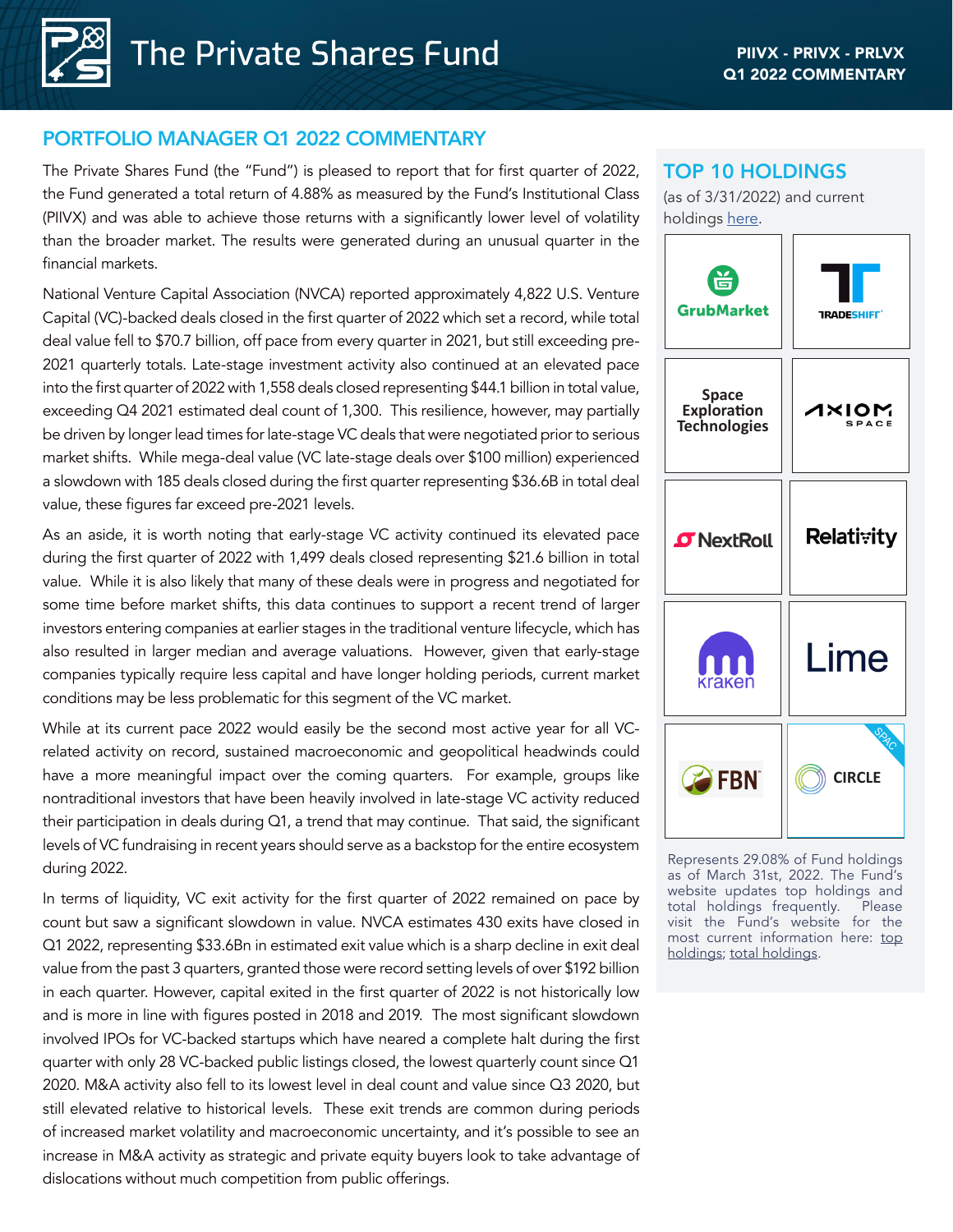# The Private Shares Fund

**PIIVX - PRIVX - PRLVX**
**Q1 2022 COMMENTARY**

## PORTFOLIO MANAGER Q1 2022 COMMENTARY

The Private Shares Fund (the "Fund") is pleased to report that for first quarter of 2022, the Fund generated a total return of 4.88% as measured by the Fund's Institutional Class (PIIVX) and was able to achieve those returns with a significantly lower level of volatility than the broader market. The results were generated during an unusual quarter in the financial markets.

National Venture Capital Association (NVCA) reported approximately 4,822 U.S. Venture Capital (VC)-backed deals closed in the first quarter of 2022 which set a record, while total deal value fell to $70.7 billion, off pace from every quarter in 2021, but still exceeding pre-2021 quarterly totals. Late-stage investment activity also continued at an elevated pace into the first quarter of 2022 with 1,558 deals closed representing $44.1 billion in total value, exceeding Q4 2021 estimated deal count of 1,300. This resilience, however, may partially be driven by longer lead times for late-stage VC deals that were negotiated prior to serious market shifts. While mega-deal value (VC late-stage deals over $100 million) experienced a slowdown with 185 deals closed during the first quarter representing $36.6B in total deal value, these figures far exceed pre-2021 levels.

As an aside, it is worth noting that early-stage VC activity continued its elevated pace during the first quarter of 2022 with 1,499 deals closed representing $21.6 billion in total value. While it is also likely that many of these deals were in progress and negotiated for some time before market shifts, this data continues to support a recent trend of larger investors entering companies at earlier stages in the traditional venture lifecycle, which has also resulted in larger median and average valuations. However, given that early-stage companies typically require less capital and have longer holding periods, current market conditions may be less problematic for this segment of the VC market.

While at its current pace 2022 would easily be the second most active year for all VC-related activity on record, sustained macroeconomic and geopolitical headwinds could have a more meaningful impact over the coming quarters. For example, groups like nontraditional investors that have been heavily involved in late-stage VC activity reduced their participation in deals during Q1, a trend that may continue. That said, the significant levels of VC fundraising in recent years should serve as a backstop for the entire ecosystem during 2022.

In terms of liquidity, VC exit activity for the first quarter of 2022 remained on pace by count but saw a significant slowdown in value. NVCA estimates 430 exits have closed in Q1 2022, representing $33.6Bn in estimated exit value which is a sharp decline in exit deal value from the past 3 quarters, granted those were record setting levels of over $192 billion in each quarter. However, capital exited in the first quarter of 2022 is not historically low and is more in line with figures posted in 2018 and 2019. The most significant slowdown involved IPOs for VC-backed startups which have neared a complete halt during the first quarter with only 28 VC-backed public listings closed, the lowest quarterly count since Q1 2020. M&A activity also fell to its lowest level in deal count and value since Q3 2020, but still elevated relative to historical levels. These exit trends are common during periods of increased market volatility and macroeconomic uncertainty, and it's possible to see an increase in M&A activity as strategic and private equity buyers look to take advantage of dislocations without much competition from public offerings.

## TOP 10 HOLDINGS

(as of 3/31/2022) and current holdings here.

- GrubMarket
- Tradeshift
- Space Exploration Technologies
- Axiom Space
- NextRoll
- Relativity
- Kraken
- Lime
- FBN
- Circle (SPAC)

Represents 29.08% of Fund holdings as of March 31st, 2022. The Fund's website updates top holdings and total holdings frequently. Please visit the Fund's website for the most current information here: top holdings; total holdings.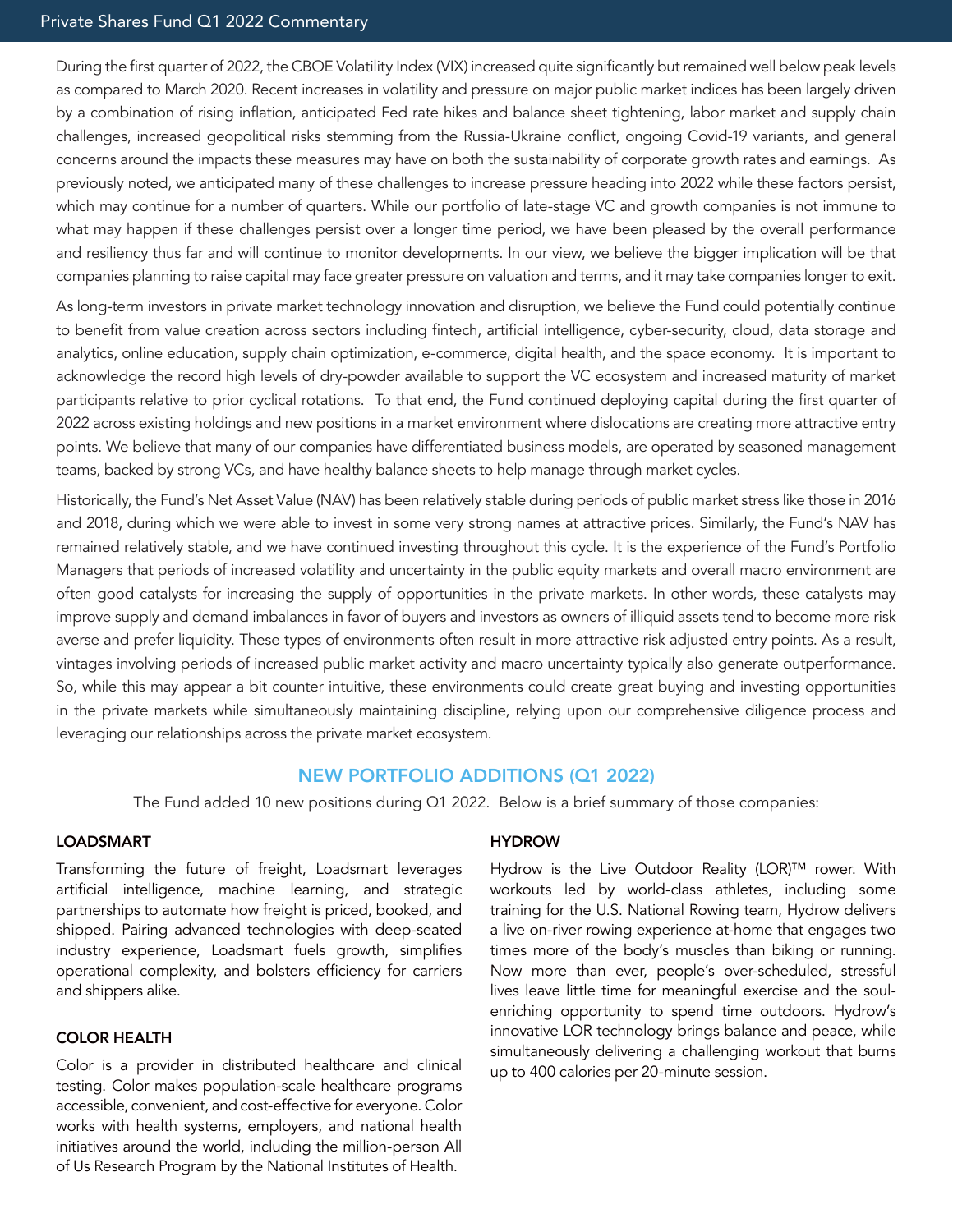During the first quarter of 2022, the CBOE Volatility Index (VIX) increased quite significantly but remained well below peak levels as compared to March 2020. Recent increases in volatility and pressure on major public market indices has been largely driven by a combination of rising inflation, anticipated Fed rate hikes and balance sheet tightening, labor market and supply chain challenges, increased geopolitical risks stemming from the Russia-Ukraine conflict, ongoing Covid-19 variants, and general concerns around the impacts these measures may have on both the sustainability of corporate growth rates and earnings. As previously noted, we anticipated many of these challenges to increase pressure heading into 2022 while these factors persist, which may continue for a number of quarters. While our portfolio of late-stage VC and growth companies is not immune to what may happen if these challenges persist over a longer time period, we have been pleased by the overall performance and resiliency thus far and will continue to monitor developments. In our view, we believe the bigger implication will be that companies planning to raise capital may face greater pressure on valuation and terms, and it may take companies longer to exit.

As long-term investors in private market technology innovation and disruption, we believe the Fund could potentially continue to benefit from value creation across sectors including fintech, artificial intelligence, cyber-security, cloud, data storage and analytics, online education, supply chain optimization, e-commerce, digital health, and the space economy. It is important to acknowledge the record high levels of dry-powder available to support the VC ecosystem and increased maturity of market participants relative to prior cyclical rotations. To that end, the Fund continued deploying capital during the first quarter of 2022 across existing holdings and new positions in a market environment where dislocations are creating more attractive entry points. We believe that many of our companies have differentiated business models, are operated by seasoned management teams, backed by strong VCs, and have healthy balance sheets to help manage through market cycles.

Historically, the Fund's Net Asset Value (NAV) has been relatively stable during periods of public market stress like those in 2016 and 2018, during which we were able to invest in some very strong names at attractive prices. Similarly, the Fund's NAV has remained relatively stable, and we have continued investing throughout this cycle. It is the experience of the Fund's Portfolio Managers that periods of increased volatility and uncertainty in the public equity markets and overall macro environment are often good catalysts for increasing the supply of opportunities in the private markets. In other words, these catalysts may improve supply and demand imbalances in favor of buyers and investors as owners of illiquid assets tend to become more risk averse and prefer liquidity. These types of environments often result in more attractive risk adjusted entry points. As a result, vintages involving periods of increased public market activity and macro uncertainty typically also generate outperformance. So, while this may appear a bit counter intuitive, these environments could create great buying and investing opportunities in the private markets while simultaneously maintaining discipline, relying upon our comprehensive diligence process and leveraging our relationships across the private market ecosystem.

## NEW PORTFOLIO ADDITIONS (Q1 2022)

The Fund added 10 new positions during Q1 2022. Below is a brief summary of those companies:

### LOADSMART

Transforming the future of freight, Loadsmart leverages artificial intelligence, machine learning, and strategic partnerships to automate how freight is priced, booked, and shipped. Pairing advanced technologies with deep-seated industry experience, Loadsmart fuels growth, simplifies operational complexity, and bolsters efficiency for carriers and shippers alike.

### COLOR HEALTH

Color is a provider in distributed healthcare and clinical testing. Color makes population-scale healthcare programs accessible, convenient, and cost-effective for everyone. Color works with health systems, employers, and national health initiatives around the world, including the million-person All of Us Research Program by the National Institutes of Health.

### HYDROW

Hydrow is the Live Outdoor Reality (LOR)™ rower. With workouts led by world-class athletes, including some training for the U.S. National Rowing team, Hydrow delivers a live on-river rowing experience at-home that engages two times more of the body's muscles than biking or running. Now more than ever, people's over-scheduled, stressful lives leave little time for meaningful exercise and the soul-enriching opportunity to spend time outdoors. Hydrow's innovative LOR technology brings balance and peace, while simultaneously delivering a challenging workout that burns up to 400 calories per 20-minute session.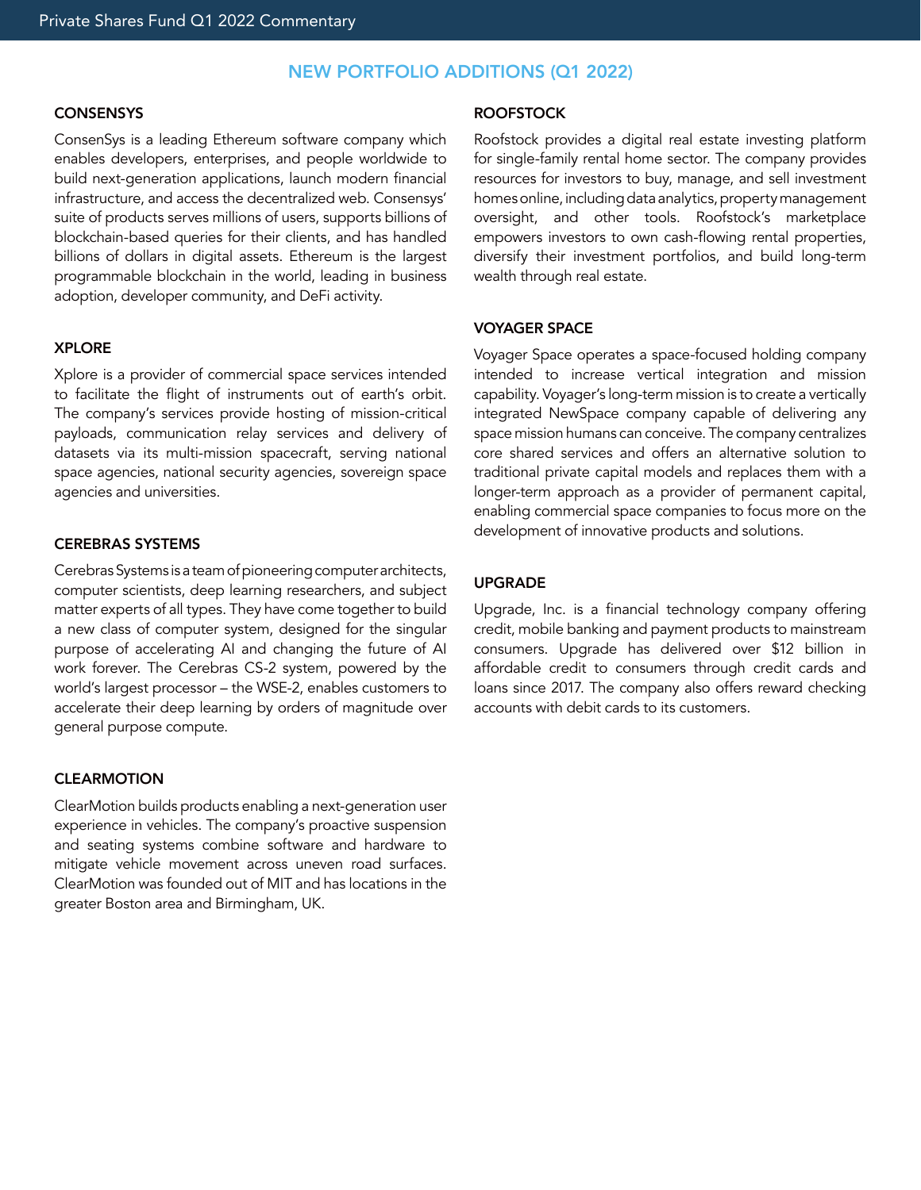## NEW PORTFOLIO ADDITIONS (Q1 2022)

### CONSENSYS

ConsenSys is a leading Ethereum software company which enables developers, enterprises, and people worldwide to build next-generation applications, launch modern financial infrastructure, and access the decentralized web. Consensys' suite of products serves millions of users, supports billions of blockchain-based queries for their clients, and has handled billions of dollars in digital assets. Ethereum is the largest programmable blockchain in the world, leading in business adoption, developer community, and DeFi activity.

### XPLORE

Xplore is a provider of commercial space services intended to facilitate the flight of instruments out of earth's orbit. The company's services provide hosting of mission-critical payloads, communication relay services and delivery of datasets via its multi-mission spacecraft, serving national space agencies, national security agencies, sovereign space agencies and universities.

### CEREBRAS SYSTEMS

Cerebras Systems is a team of pioneering computer architects, computer scientists, deep learning researchers, and subject matter experts of all types. They have come together to build a new class of computer system, designed for the singular purpose of accelerating AI and changing the future of AI work forever. The Cerebras CS-2 system, powered by the world's largest processor – the WSE-2, enables customers to accelerate their deep learning by orders of magnitude over general purpose compute.

### CLEARMOTION

ClearMotion builds products enabling a next-generation user experience in vehicles. The company's proactive suspension and seating systems combine software and hardware to mitigate vehicle movement across uneven road surfaces. ClearMotion was founded out of MIT and has locations in the greater Boston area and Birmingham, UK.

### ROOFSTOCK

Roofstock provides a digital real estate investing platform for single-family rental home sector. The company provides resources for investors to buy, manage, and sell investment homes online, including data analytics, property management oversight, and other tools. Roofstock's marketplace empowers investors to own cash-flowing rental properties, diversify their investment portfolios, and build long-term wealth through real estate.

### VOYAGER SPACE

Voyager Space operates a space-focused holding company intended to increase vertical integration and mission capability. Voyager's long-term mission is to create a vertically integrated NewSpace company capable of delivering any space mission humans can conceive. The company centralizes core shared services and offers an alternative solution to traditional private capital models and replaces them with a longer-term approach as a provider of permanent capital, enabling commercial space companies to focus more on the development of innovative products and solutions.

### UPGRADE

Upgrade, Inc. is a financial technology company offering credit, mobile banking and payment products to mainstream consumers. Upgrade has delivered over $12 billion in affordable credit to consumers through credit cards and loans since 2017. The company also offers reward checking accounts with debit cards to its customers.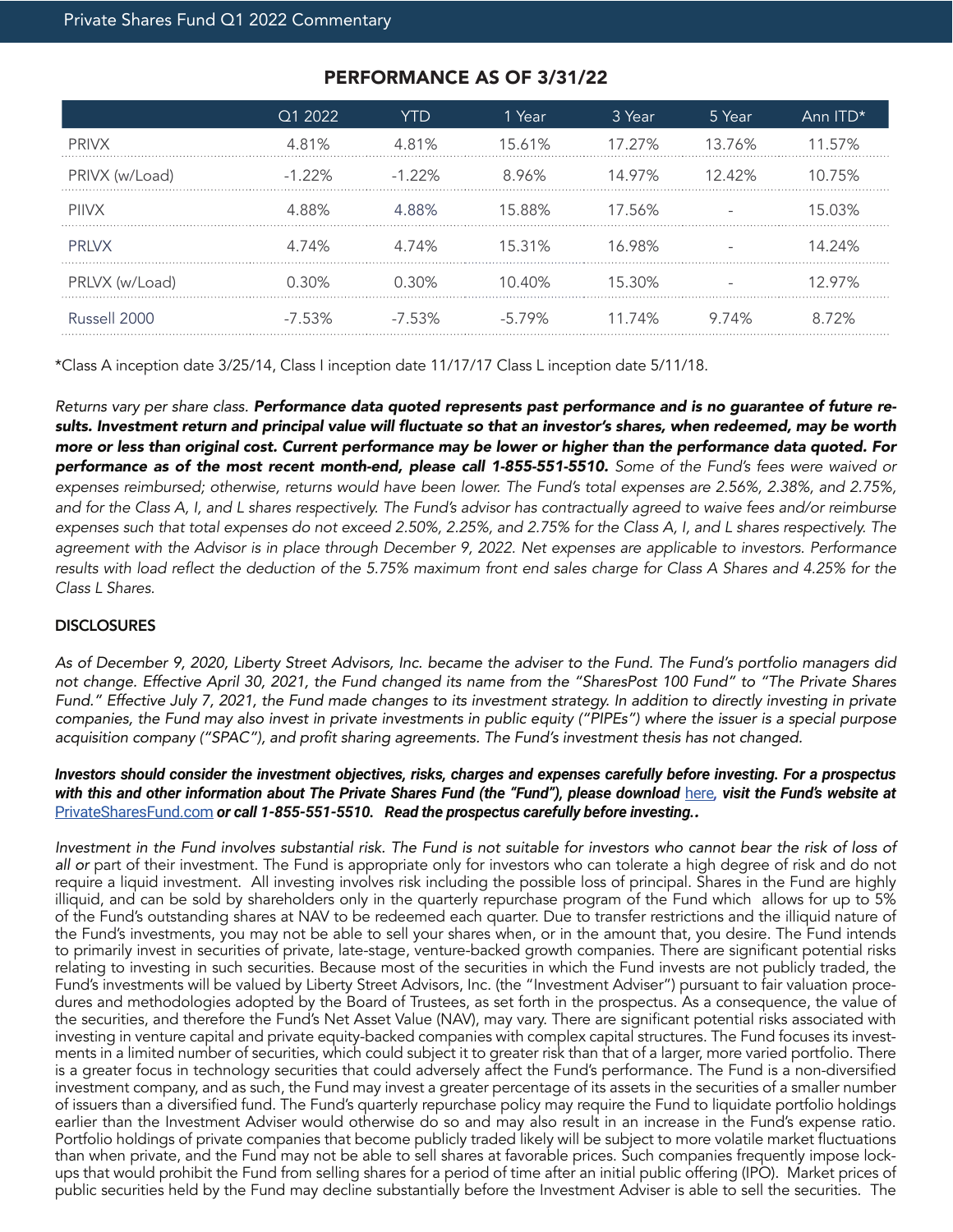## PERFORMANCE AS OF 3/31/22

| | Q1 2022 | YTD | 1 Year | 3 Year | 5 Year | Ann ITD* |
|---|---|---|---|---|---|---|
| PRIVX | 4.81% | 4.81% | 15.61% | 17.27% | 13.76% | 11.57% |
| PRIVX (w/Load) | -1.22% | -1.22% | 8.96% | 14.97% | 12.42% | 10.75% |
| PIIVX | 4.88% | 4.88% | 15.88% | 17.56% | - | 15.03% |
| PRLVX | 4.74% | 4.74% | 15.31% | 16.98% | - | 14.24% |
| PRLVX (w/Load) | 0.30% | 0.30% | 10.40% | 15.30% | - | 12.97% |
| Russell 2000 | -7.53% | -7.53% | -5.79% | 11.74% | 9.74% | 8.72% |

*Class A inception date 3/25/14, Class I inception date 11/17/17 Class L inception date 5/11/18.

*Returns vary per share class.* ***Performance data quoted represents past performance and is no guarantee of future results. Investment return and principal value will fluctuate so that an investor's shares, when redeemed, may be worth more or less than original cost. Current performance may be lower or higher than the performance data quoted. For performance as of the most recent month-end, please call 1-855-551-5510.*** *Some of the Fund's fees were waived or expenses reimbursed; otherwise, returns would have been lower. The Fund's total expenses are 2.56%, 2.38%, and 2.75%, and for the Class A, I, and L shares respectively. The Fund's advisor has contractually agreed to waive fees and/or reimburse expenses such that total expenses do not exceed 2.50%, 2.25%, and 2.75% for the Class A, I, and L shares respectively. The agreement with the Advisor is in place through December 9, 2022. Net expenses are applicable to investors. Performance results with load reflect the deduction of the 5.75% maximum front end sales charge for Class A Shares and 4.25% for the Class L Shares.*

### DISCLOSURES

*As of December 9, 2020, Liberty Street Advisors, Inc. became the adviser to the Fund. The Fund's portfolio managers did not change. Effective April 30, 2021, the Fund changed its name from the "SharesPost 100 Fund" to "The Private Shares Fund." Effective July 7, 2021, the Fund made changes to its investment strategy. In addition to directly investing in private companies, the Fund may also invest in private investments in public equity ("PIPEs") where the issuer is a special purpose acquisition company ("SPAC"), and profit sharing agreements. The Fund's investment thesis has not changed.*

***Investors should consider the investment objectives, risks, charges and expenses carefully before investing. For a prospectus with this and other information about The Private Shares Fund (the "Fund"), please download here, visit the Fund's website at PrivateSharesFund.com or call 1-855-551-5510. Read the prospectus carefully before investing..***

*Investment in the Fund involves substantial risk. The Fund is not suitable for investors who cannot bear the risk of loss of all or* part of their investment. The Fund is appropriate only for investors who can tolerate a high degree of risk and do not require a liquid investment. All investing involves risk including the possible loss of principal. Shares in the Fund are highly illiquid, and can be sold by shareholders only in the quarterly repurchase program of the Fund which allows for up to 5% of the Fund's outstanding shares at NAV to be redeemed each quarter. Due to transfer restrictions and the illiquid nature of the Fund's investments, you may not be able to sell your shares when, or in the amount that, you desire. The Fund intends to primarily invest in securities of private, late-stage, venture-backed growth companies. There are significant potential risks relating to investing in such securities. Because most of the securities in which the Fund invests are not publicly traded, the Fund's investments will be valued by Liberty Street Advisors, Inc. (the "Investment Adviser") pursuant to fair valuation procedures and methodologies adopted by the Board of Trustees, as set forth in the prospectus. As a consequence, the value of the securities, and therefore the Fund's Net Asset Value (NAV), may vary. There are significant potential risks associated with investing in venture capital and private equity-backed companies with complex capital structures. The Fund focuses its investments in a limited number of securities, which could subject it to greater risk than that of a larger, more varied portfolio. There is a greater focus in technology securities that could adversely affect the Fund's performance. The Fund is a non-diversified investment company, and as such, the Fund may invest a greater percentage of its assets in the securities of a smaller number of issuers than a diversified fund. The Fund's quarterly repurchase policy may require the Fund to liquidate portfolio holdings earlier than the Investment Adviser would otherwise do so and may also result in an increase in the Fund's expense ratio. Portfolio holdings of private companies that become publicly traded likely will be subject to more volatile market fluctuations than when private, and the Fund may not be able to sell shares at favorable prices. Such companies frequently impose lock-ups that would prohibit the Fund from selling shares for a period of time after an initial public offering (IPO). Market prices of public securities held by the Fund may decline substantially before the Investment Adviser is able to sell the securities. The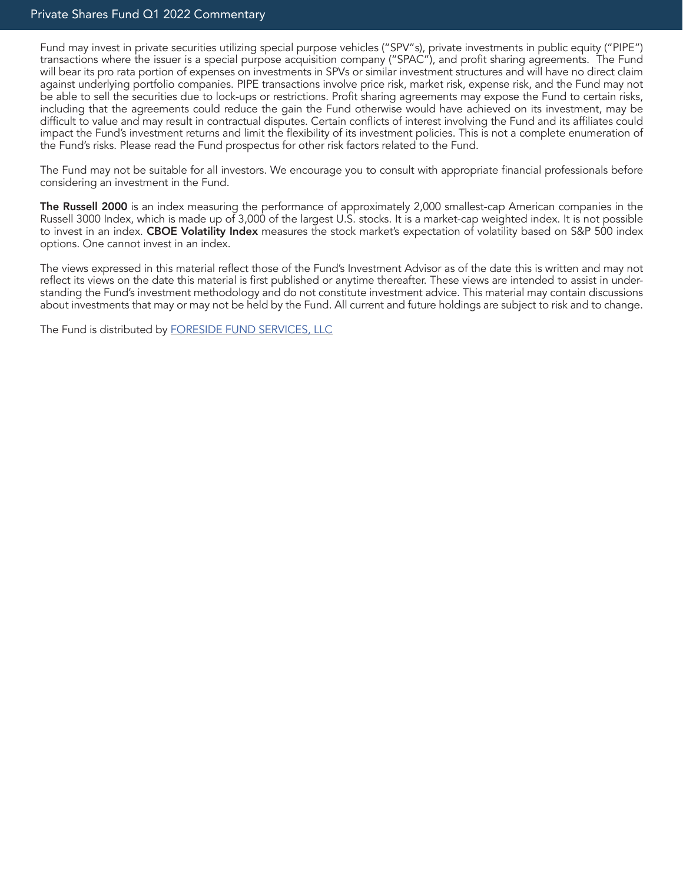Fund may invest in private securities utilizing special purpose vehicles ("SPV"s), private investments in public equity ("PIPE") transactions where the issuer is a special purpose acquisition company ("SPAC"), and profit sharing agreements. The Fund will bear its pro rata portion of expenses on investments in SPVs or similar investment structures and will have no direct claim against underlying portfolio companies. PIPE transactions involve price risk, market risk, expense risk, and the Fund may not be able to sell the securities due to lock-ups or restrictions. Profit sharing agreements may expose the Fund to certain risks, including that the agreements could reduce the gain the Fund otherwise would have achieved on its investment, may be difficult to value and may result in contractual disputes. Certain conflicts of interest involving the Fund and its affiliates could impact the Fund's investment returns and limit the flexibility of its investment policies. This is not a complete enumeration of the Fund's risks. Please read the Fund prospectus for other risk factors related to the Fund.

The Fund may not be suitable for all investors. We encourage you to consult with appropriate financial professionals before considering an investment in the Fund.

**The Russell 2000** is an index measuring the performance of approximately 2,000 smallest-cap American companies in the Russell 3000 Index, which is made up of 3,000 of the largest U.S. stocks. It is a market-cap weighted index. It is not possible to invest in an index. **CBOE Volatility Index** measures the stock market's expectation of volatility based on S&P 500 index options. One cannot invest in an index.

The views expressed in this material reflect those of the Fund's Investment Advisor as of the date this is written and may not reflect its views on the date this material is first published or anytime thereafter. These views are intended to assist in understanding the Fund's investment methodology and do not constitute investment advice. This material may contain discussions about investments that may or may not be held by the Fund. All current and future holdings are subject to risk and to change.

The Fund is distributed by FORESIDE FUND SERVICES, LLC